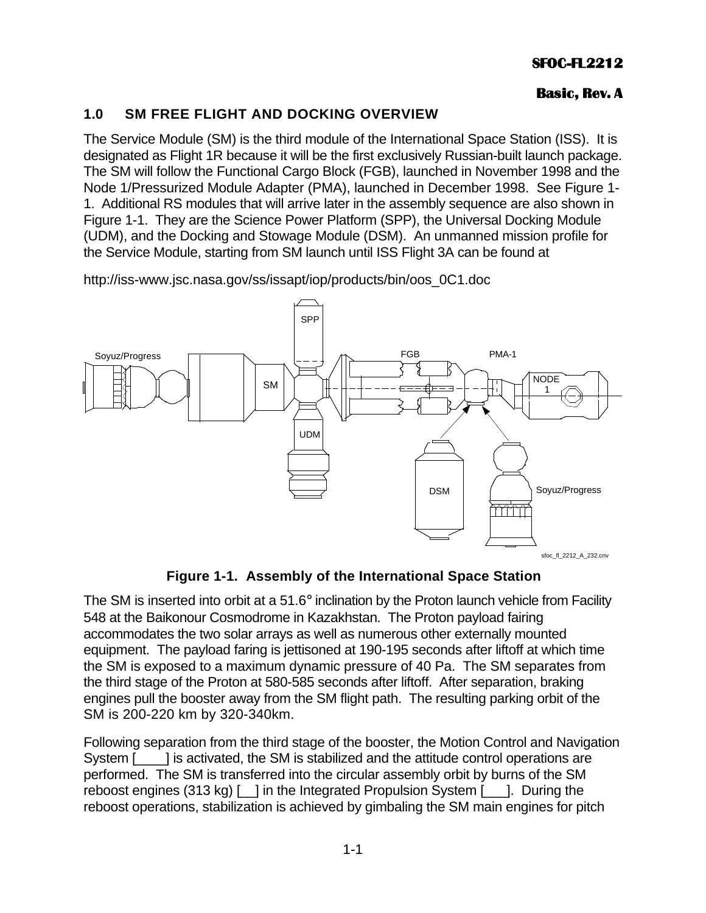## 1.0 SM FREE FLIGHT AND DOCKING OVERVIEW

The Service Module (SM) is the third module of the International Space Station (ISS). It is designated as Flight 1R because it will be the first exclusively Russian-built launch package. The SM will follow the Functional Cargo Block (FGB), launched in November 1998 and the Node 1/Pressurized Module Adapter (PMA), launched in December 1998. See Figure 1-1. Additional RS modules that will arrive later in the assembly sequence are also shown in Figure 1-1. They are the Science Power Platform (SPP), the Universal Docking Module (UDM), and the Docking and Stowage Module (DSM). An unmanned mission profile for the Service Module, starting from SM launch until ISS Flight 3A can be found at

http://iss-www.jsc.nasa.gov/ss/issapt/iop/products/bin/oos_0C1.doc

**Figure 1-1. Assembly of the International Space Station**

The SM is inserted into orbit at a 51.6° inclination by the Proton launch vehicle from Facility 548 at the Baikonour Cosmodrome in Kazakhstan. The Proton payload fairing accommodates the two solar arrays as well as numerous other externally mounted equipment. The payload faring is jettisoned at 190-195 seconds after liftoff at which time the SM is exposed to a maximum dynamic pressure of 40 Pa. The SM separates from the third stage of the Proton at 580-585 seconds after liftoff. After separation, braking engines pull the booster away from the SM flight path. The resulting parking orbit of the SM is 200-220 km by 320-340km.

Following separation from the third stage of the booster, the Motion Control and Navigation System [____] is activated, the SM is stabilized and the attitude control operations are performed. The SM is transferred into the circular assembly orbit by burns of the SM reboost engines (313 kg) [__] in the Integrated Propulsion System [___]. During the reboost operations, stabilization is achieved by gimbaling the SM main engines for pitch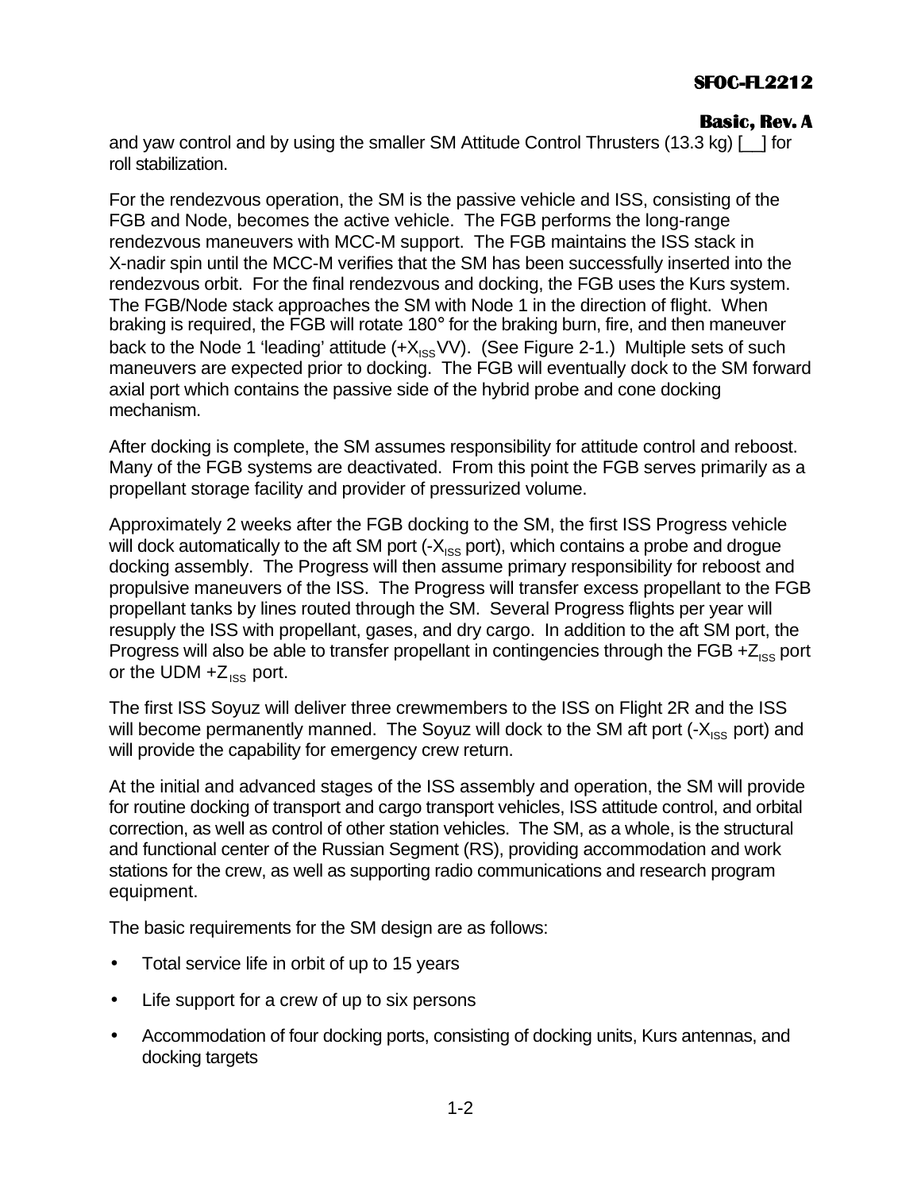and yaw control and by using the smaller SM Attitude Control Thrusters (13.3 kg) [__] for roll stabilization.

For the rendezvous operation, the SM is the passive vehicle and ISS, consisting of the FGB and Node, becomes the active vehicle. The FGB performs the long-range rendezvous maneuvers with MCC-M support. The FGB maintains the ISS stack in X-nadir spin until the MCC-M verifies that the SM has been successfully inserted into the rendezvous orbit. For the final rendezvous and docking, the FGB uses the Kurs system. The FGB/Node stack approaches the SM with Node 1 in the direction of flight. When braking is required, the FGB will rotate 180° for the braking burn, fire, and then maneuver back to the Node 1 'leading' attitude ($+X_{ISS}$VV). (See Figure 2-1.) Multiple sets of such maneuvers are expected prior to docking. The FGB will eventually dock to the SM forward axial port which contains the passive side of the hybrid probe and cone docking mechanism.

After docking is complete, the SM assumes responsibility for attitude control and reboost. Many of the FGB systems are deactivated. From this point the FGB serves primarily as a propellant storage facility and provider of pressurized volume.

Approximately 2 weeks after the FGB docking to the SM, the first ISS Progress vehicle will dock automatically to the aft SM port ($-X_{ISS}$ port), which contains a probe and drogue docking assembly. The Progress will then assume primary responsibility for reboost and propulsive maneuvers of the ISS. The Progress will transfer excess propellant to the FGB propellant tanks by lines routed through the SM. Several Progress flights per year will resupply the ISS with propellant, gases, and dry cargo. In addition to the aft SM port, the Progress will also be able to transfer propellant in contingencies through the FGB $+Z_{ISS}$ port or the UDM $+Z_{ISS}$ port.

The first ISS Soyuz will deliver three crewmembers to the ISS on Flight 2R and the ISS will become permanently manned. The Soyuz will dock to the SM aft port ($-X_{ISS}$ port) and will provide the capability for emergency crew return.

At the initial and advanced stages of the ISS assembly and operation, the SM will provide for routine docking of transport and cargo transport vehicles, ISS attitude control, and orbital correction, as well as control of other station vehicles. The SM, as a whole, is the structural and functional center of the Russian Segment (RS), providing accommodation and work stations for the crew, as well as supporting radio communications and research program equipment.

The basic requirements for the SM design are as follows:

- Total service life in orbit of up to 15 years
- Life support for a crew of up to six persons
- Accommodation of four docking ports, consisting of docking units, Kurs antennas, and docking targets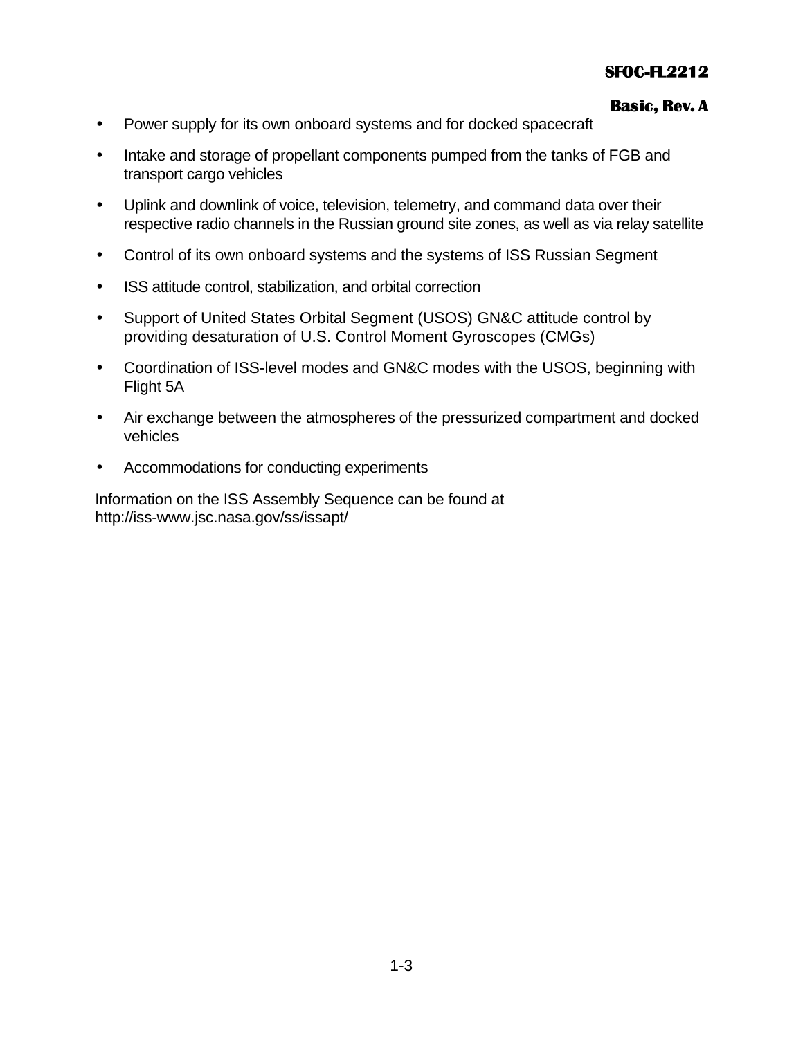- Power supply for its own onboard systems and for docked spacecraft
- Intake and storage of propellant components pumped from the tanks of FGB and transport cargo vehicles
- Uplink and downlink of voice, television, telemetry, and command data over their respective radio channels in the Russian ground site zones, as well as via relay satellite
- Control of its own onboard systems and the systems of ISS Russian Segment
- ISS attitude control, stabilization, and orbital correction
- Support of United States Orbital Segment (USOS) GN&C attitude control by providing desaturation of U.S. Control Moment Gyroscopes (CMGs)
- Coordination of ISS-level modes and GN&C modes with the USOS, beginning with Flight 5A
- Air exchange between the atmospheres of the pressurized compartment and docked vehicles
- Accommodations for conducting experiments

Information on the ISS Assembly Sequence can be found at http://iss-www.jsc.nasa.gov/ss/issapt/